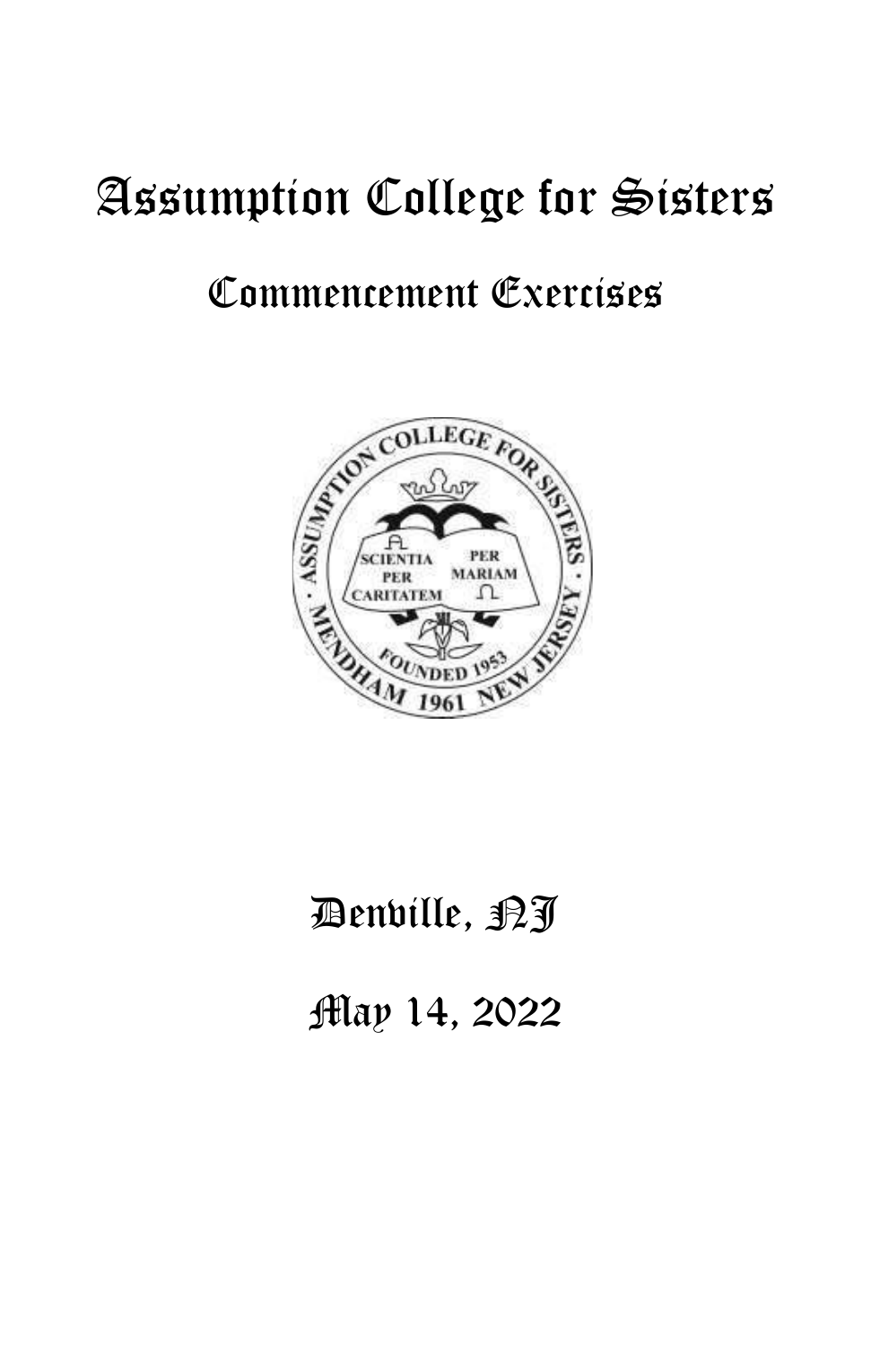# Assumption College for Sisters

## Commencement Exercises

Denville, NJ

May 14, 2022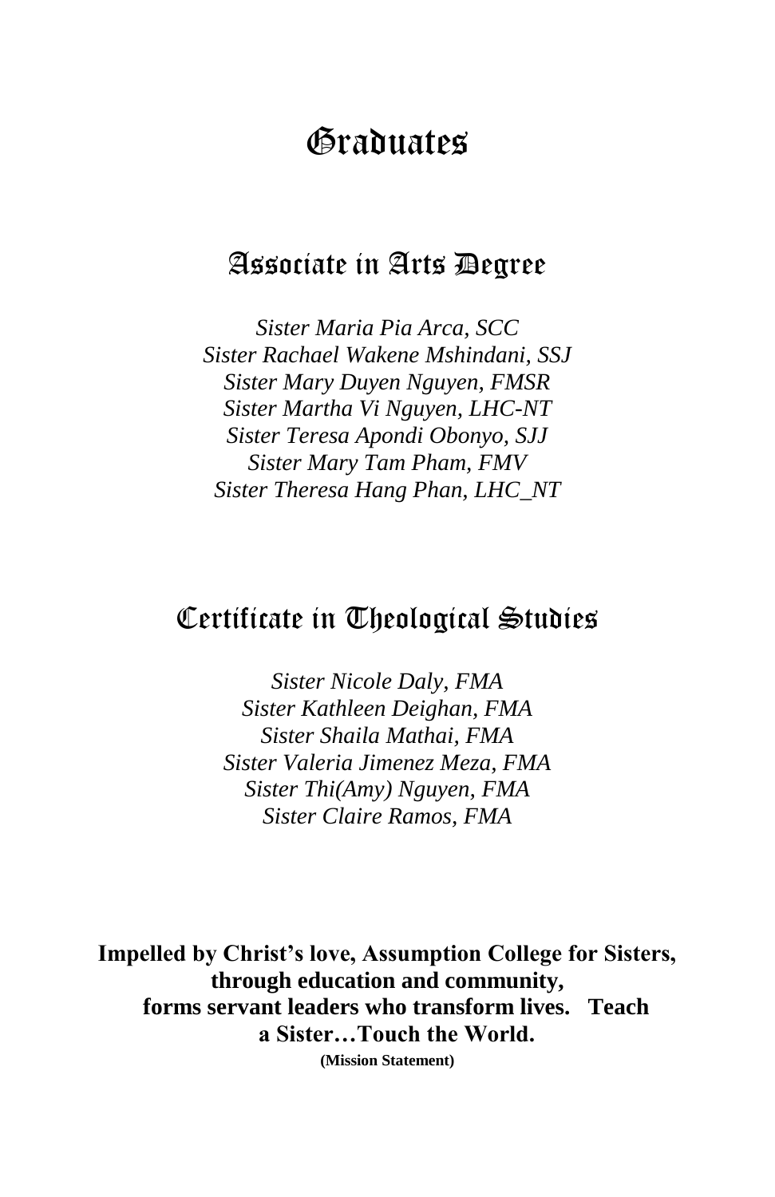# Graduates

## Associate in Arts Degree

*Sister Maria Pia Arca, SCC*
*Sister Rachael Wakene Mshindani, SSJ*
*Sister Mary Duyen Nguyen, FMSR*
*Sister Martha Vi Nguyen, LHC-NT*
*Sister Teresa Apondi Obonyo, SJJ*
*Sister Mary Tam Pham, FMV*
*Sister Theresa Hang Phan, LHC_NT*

## Certificate in Theological Studies

*Sister Nicole Daly, FMA*
*Sister Kathleen Deighan, FMA*
*Sister Shaila Mathai, FMA*
*Sister Valeria Jimenez Meza, FMA*
*Sister Thi(Amy) Nguyen, FMA*
*Sister Claire Ramos, FMA*

**Impelled by Christ's love, Assumption College for Sisters, through education and community, forms servant leaders who transform lives. Teach a Sister…Touch the World.**
**(Mission Statement)**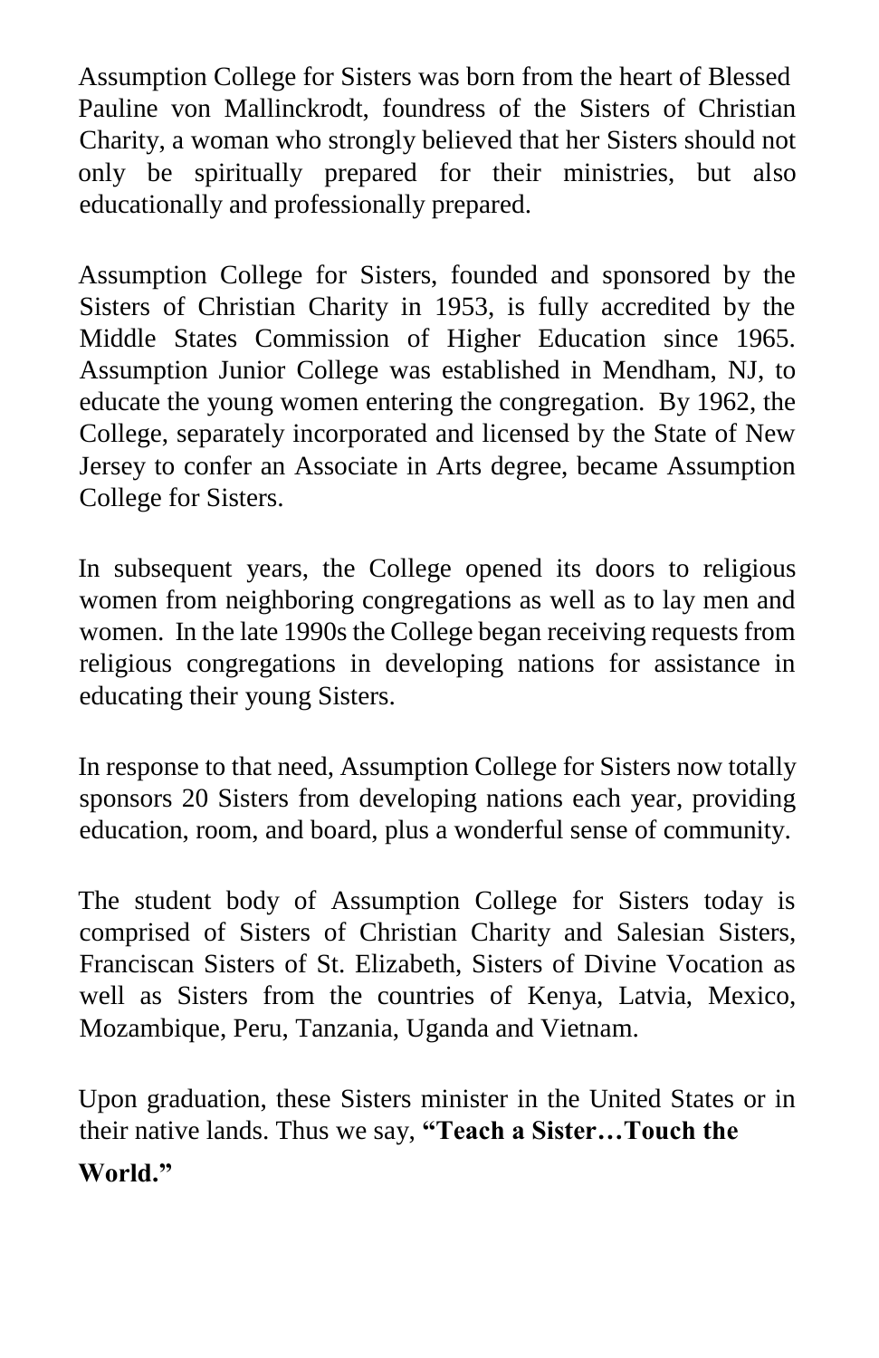Assumption College for Sisters was born from the heart of Blessed Pauline von Mallinckrodt, foundress of the Sisters of Christian Charity, a woman who strongly believed that her Sisters should not only be spiritually prepared for their ministries, but also educationally and professionally prepared.

Assumption College for Sisters, founded and sponsored by the Sisters of Christian Charity in 1953, is fully accredited by the Middle States Commission of Higher Education since 1965. Assumption Junior College was established in Mendham, NJ, to educate the young women entering the congregation. By 1962, the College, separately incorporated and licensed by the State of New Jersey to confer an Associate in Arts degree, became Assumption College for Sisters.

In subsequent years, the College opened its doors to religious women from neighboring congregations as well as to lay men and women. In the late 1990s the College began receiving requests from religious congregations in developing nations for assistance in educating their young Sisters.

In response to that need, Assumption College for Sisters now totally sponsors 20 Sisters from developing nations each year, providing education, room, and board, plus a wonderful sense of community.

The student body of Assumption College for Sisters today is comprised of Sisters of Christian Charity and Salesian Sisters, Franciscan Sisters of St. Elizabeth, Sisters of Divine Vocation as well as Sisters from the countries of Kenya, Latvia, Mexico, Mozambique, Peru, Tanzania, Uganda and Vietnam.

Upon graduation, these Sisters minister in the United States or in their native lands. Thus we say, **"Teach a Sister…Touch the World."**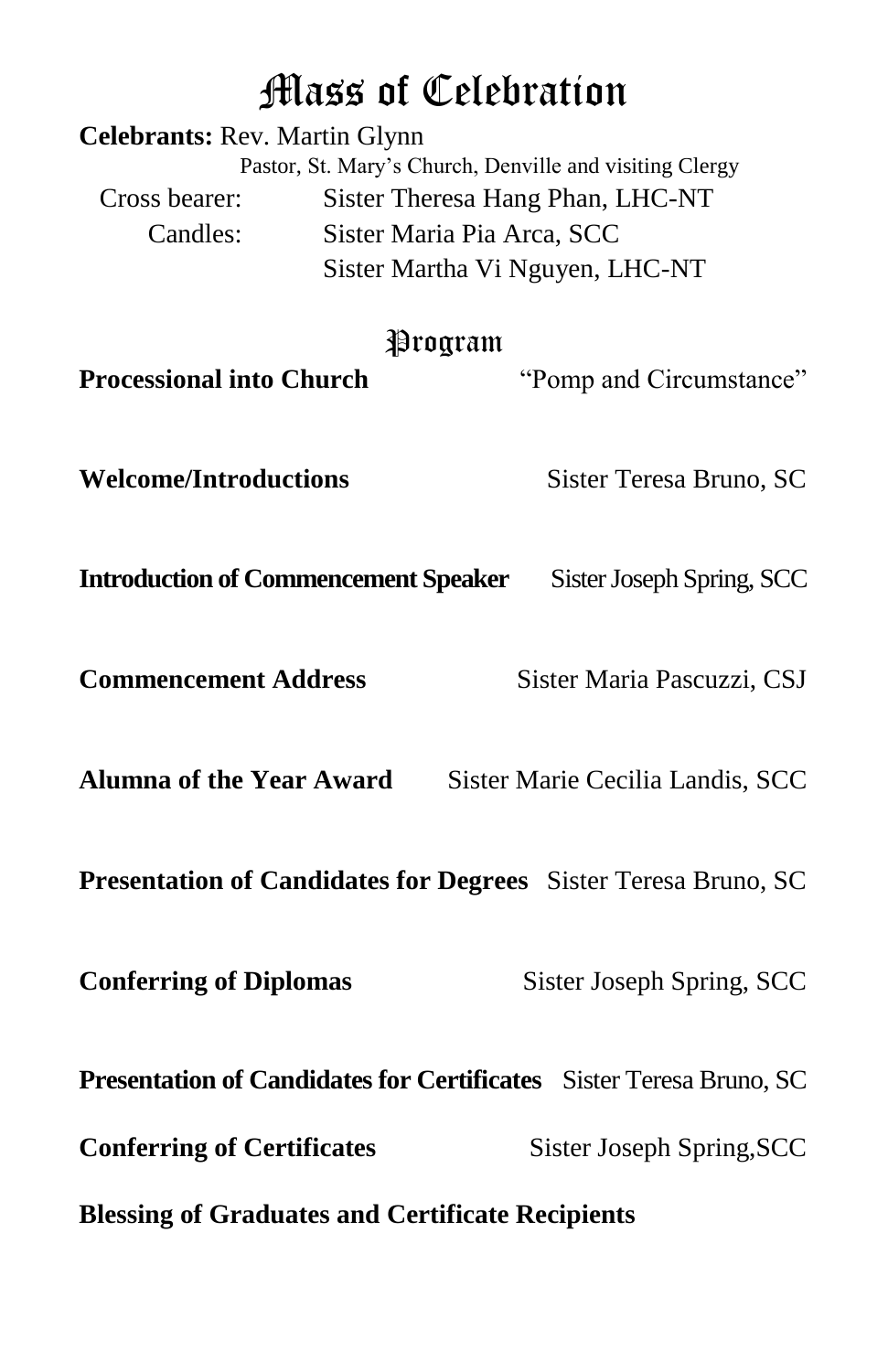# Mass of Celebration

**Celebrants:** Rev. Martin Glynn
Pastor, St. Mary's Church, Denville and visiting Clergy

Cross bearer: Sister Theresa Hang Phan, LHC-NT

Candles: Sister Maria Pia Arca, SCC
Sister Martha Vi Nguyen, LHC-NT

## Program

**Processional into Church** "Pomp and Circumstance"

**Welcome/Introductions** Sister Teresa Bruno, SC

**Introduction of Commencement Speaker** Sister Joseph Spring, SCC

**Commencement Address** Sister Maria Pascuzzi, CSJ

**Alumna of the Year Award** Sister Marie Cecilia Landis, SCC

**Presentation of Candidates for Degrees** Sister Teresa Bruno, SC

**Conferring of Diplomas** Sister Joseph Spring, SCC

**Presentation of Candidates for Certificates** Sister Teresa Bruno, SC

**Conferring of Certificates** Sister Joseph Spring,SCC

**Blessing of Graduates and Certificate Recipients**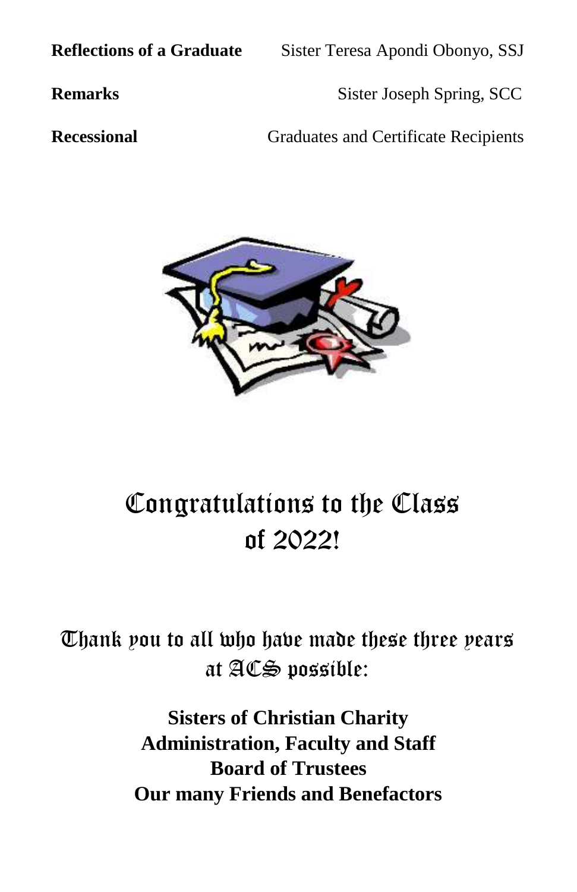**Reflections of a Graduate** Sister Teresa Apondi Obonyo, SSJ

**Remarks** Sister Joseph Spring, SCC

**Recessional** Graduates and Certificate Recipients

# Congratulations to the Class of 2022!

Thank you to all who have made these three years at ACS possible:

**Sisters of Christian Charity**
**Administration, Faculty and Staff**
**Board of Trustees**
**Our many Friends and Benefactors**